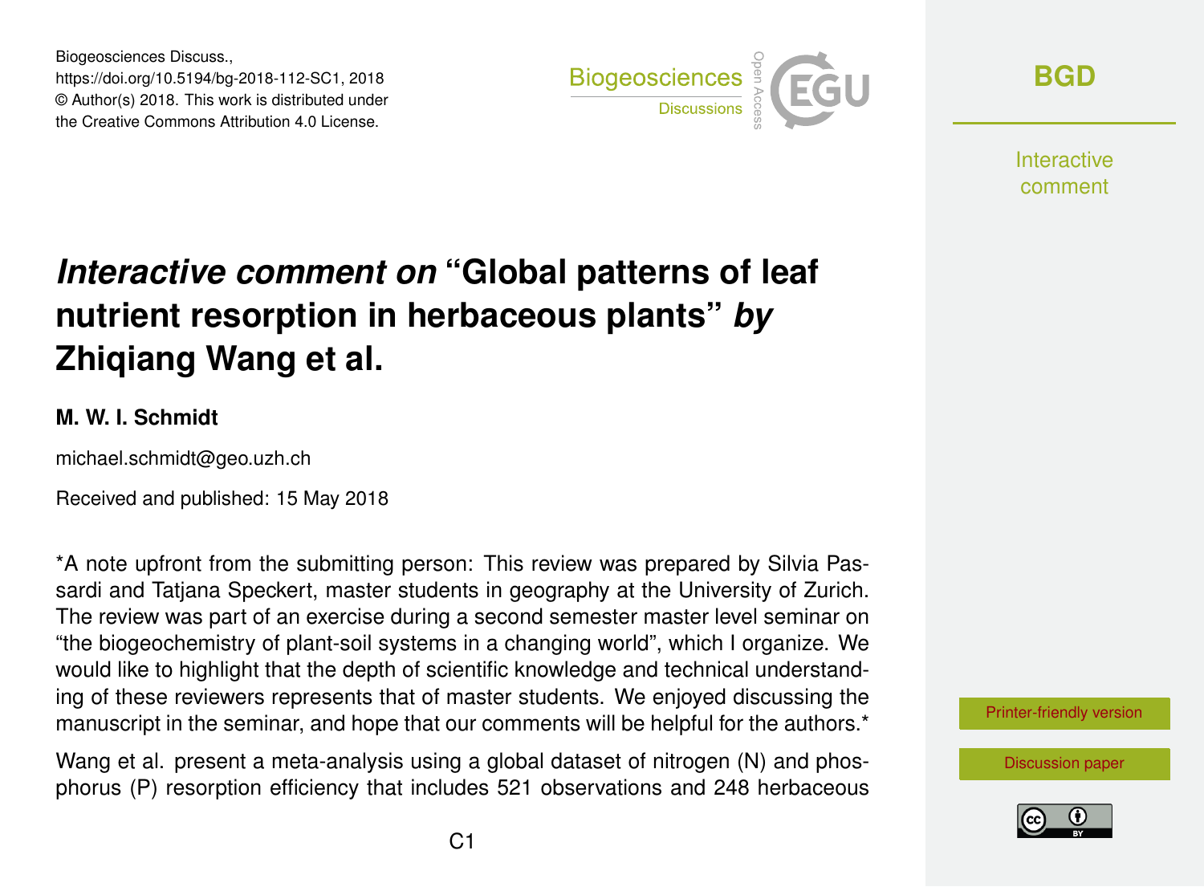Biogeosciences Discuss.,
https://doi.org/10.5194/bg-2018-112-SC1, 2018
© Author(s) 2018. This work is distributed under
the Creative Commons Attribution 4.0 License.

# *Interactive comment on* "Global patterns of leaf nutrient resorption in herbaceous plants" *by* Zhiqiang Wang et al.

**M. W. I. Schmidt**

michael.schmidt@geo.uzh.ch

Received and published: 15 May 2018

*A note upfront from the submitting person: This review was prepared by Silvia Passardi and Tatjana Speckert, master students in geography at the University of Zurich. The review was part of an exercise during a second semester master level seminar on "the biogeochemistry of plant-soil systems in a changing world", which I organize. We would like to highlight that the depth of scientific knowledge and technical understanding of these reviewers represents that of master students. We enjoyed discussing the manuscript in the seminar, and hope that our comments will be helpful for the authors.*

Wang et al. present a meta-analysis using a global dataset of nitrogen (N) and phosphorus (P) resorption efficiency that includes 521 observations and 248 herbaceous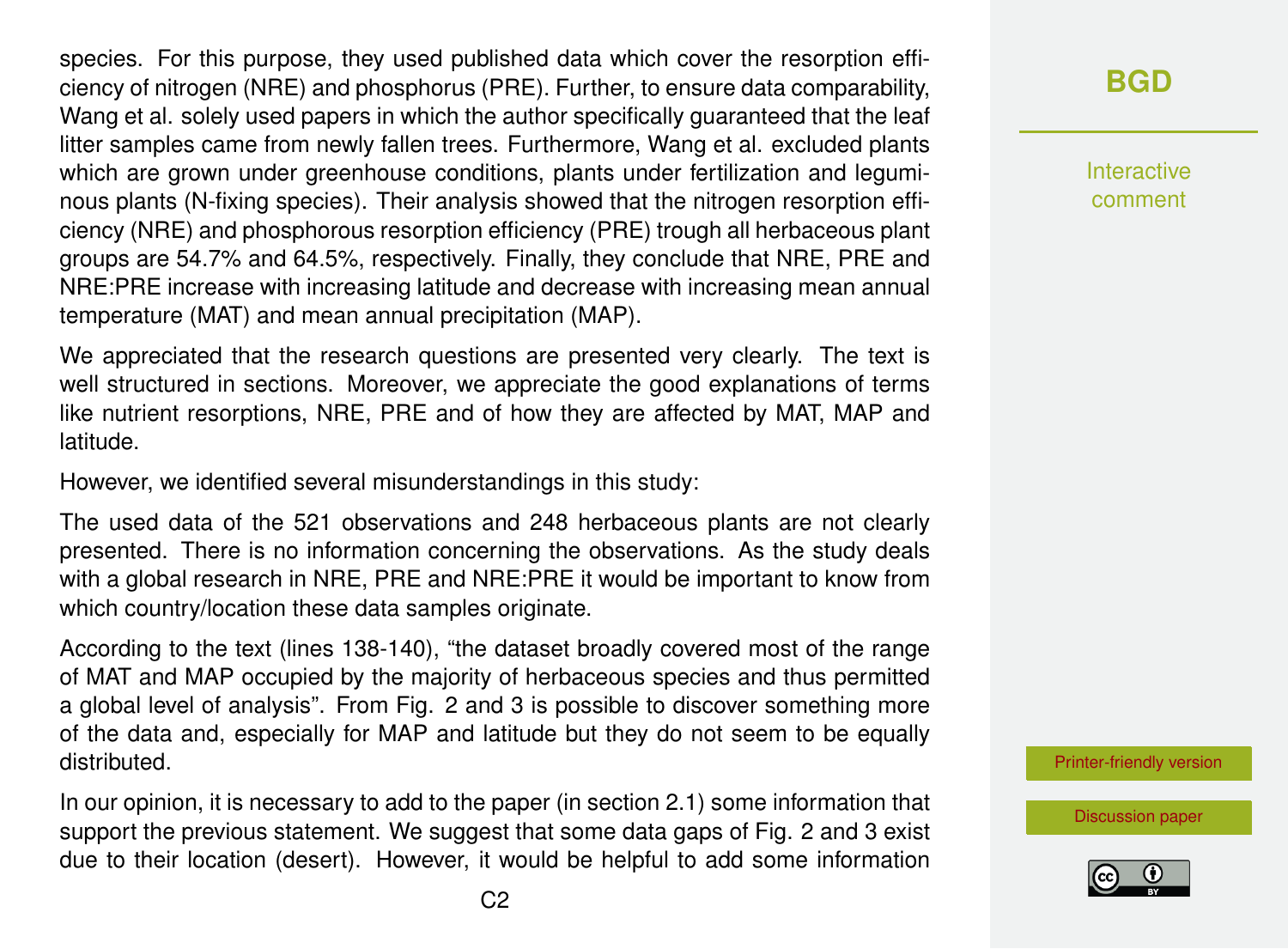species. For this purpose, they used published data which cover the resorption efficiency of nitrogen (NRE) and phosphorus (PRE). Further, to ensure data comparability, Wang et al. solely used papers in which the author specifically guaranteed that the leaf litter samples came from newly fallen trees. Furthermore, Wang et al. excluded plants which are grown under greenhouse conditions, plants under fertilization and leguminous plants (N-fixing species). Their analysis showed that the nitrogen resorption efficiency (NRE) and phosphorous resorption efficiency (PRE) trough all herbaceous plant groups are 54.7% and 64.5%, respectively. Finally, they conclude that NRE, PRE and NRE:PRE increase with increasing latitude and decrease with increasing mean annual temperature (MAT) and mean annual precipitation (MAP).

We appreciated that the research questions are presented very clearly. The text is well structured in sections. Moreover, we appreciate the good explanations of terms like nutrient resorptions, NRE, PRE and of how they are affected by MAT, MAP and latitude.

However, we identified several misunderstandings in this study:

The used data of the 521 observations and 248 herbaceous plants are not clearly presented. There is no information concerning the observations. As the study deals with a global research in NRE, PRE and NRE:PRE it would be important to know from which country/location these data samples originate.

According to the text (lines 138-140), "the dataset broadly covered most of the range of MAT and MAP occupied by the majority of herbaceous species and thus permitted a global level of analysis". From Fig. 2 and 3 is possible to discover something more of the data and, especially for MAP and latitude but they do not seem to be equally distributed.

In our opinion, it is necessary to add to the paper (in section 2.1) some information that support the previous statement. We suggest that some data gaps of Fig. 2 and 3 exist due to their location (desert). However, it would be helpful to add some information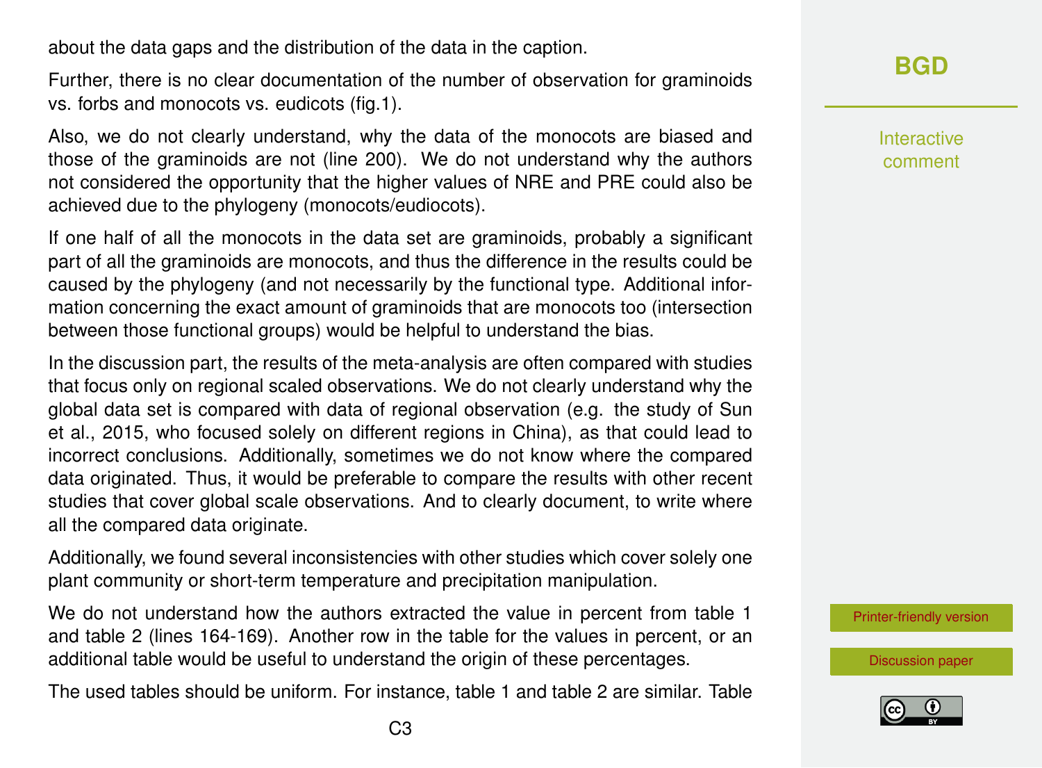about the data gaps and the distribution of the data in the caption.

Further, there is no clear documentation of the number of observation for graminoids vs. forbs and monocots vs. eudicots (fig.1).

Also, we do not clearly understand, why the data of the monocots are biased and those of the graminoids are not (line 200). We do not understand why the authors not considered the opportunity that the higher values of NRE and PRE could also be achieved due to the phylogeny (monocots/eudiocots).

If one half of all the monocots in the data set are graminoids, probably a significant part of all the graminoids are monocots, and thus the difference in the results could be caused by the phylogeny (and not necessarily by the functional type. Additional information concerning the exact amount of graminoids that are monocots too (intersection between those functional groups) would be helpful to understand the bias.

In the discussion part, the results of the meta-analysis are often compared with studies that focus only on regional scaled observations. We do not clearly understand why the global data set is compared with data of regional observation (e.g. the study of Sun et al., 2015, who focused solely on different regions in China), as that could lead to incorrect conclusions. Additionally, sometimes we do not know where the compared data originated. Thus, it would be preferable to compare the results with other recent studies that cover global scale observations. And to clearly document, to write where all the compared data originate.

Additionally, we found several inconsistencies with other studies which cover solely one plant community or short-term temperature and precipitation manipulation.

We do not understand how the authors extracted the value in percent from table 1 and table 2 (lines 164-169). Another row in the table for the values in percent, or an additional table would be useful to understand the origin of these percentages.

The used tables should be uniform. For instance, table 1 and table 2 are similar. Table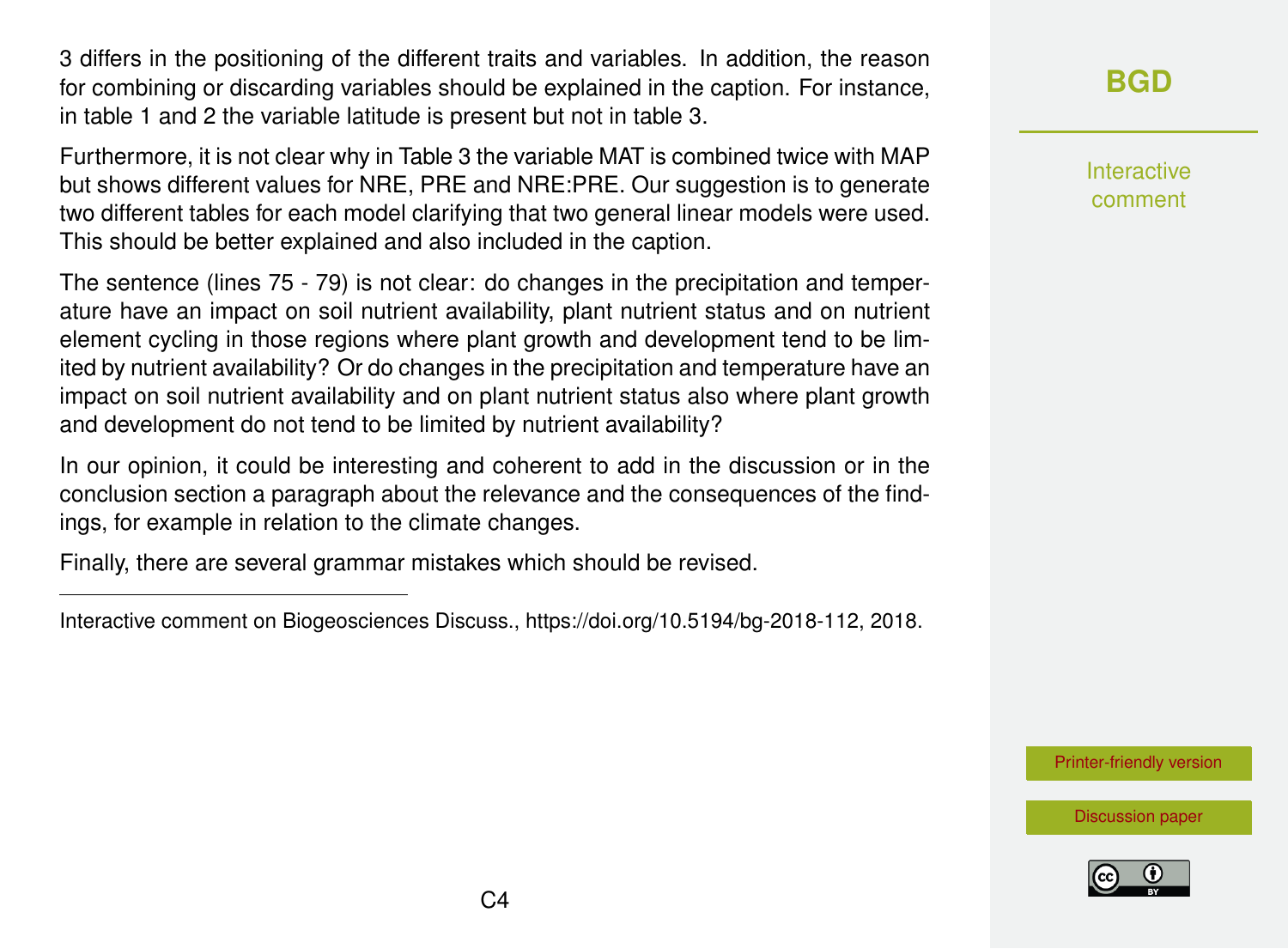3 differs in the positioning of the different traits and variables. In addition, the reason for combining or discarding variables should be explained in the caption. For instance, in table 1 and 2 the variable latitude is present but not in table 3.

Furthermore, it is not clear why in Table 3 the variable MAT is combined twice with MAP but shows different values for NRE, PRE and NRE:PRE. Our suggestion is to generate two different tables for each model clarifying that two general linear models were used. This should be better explained and also included in the caption.

The sentence (lines 75 - 79) is not clear: do changes in the precipitation and temperature have an impact on soil nutrient availability, plant nutrient status and on nutrient element cycling in those regions where plant growth and development tend to be limited by nutrient availability? Or do changes in the precipitation and temperature have an impact on soil nutrient availability and on plant nutrient status also where plant growth and development do not tend to be limited by nutrient availability?

In our opinion, it could be interesting and coherent to add in the discussion or in the conclusion section a paragraph about the relevance and the consequences of the findings, for example in relation to the climate changes.

Finally, there are several grammar mistakes which should be revised.

---

Interactive comment on Biogeosciences Discuss., https://doi.org/10.5194/bg-2018-112, 2018.